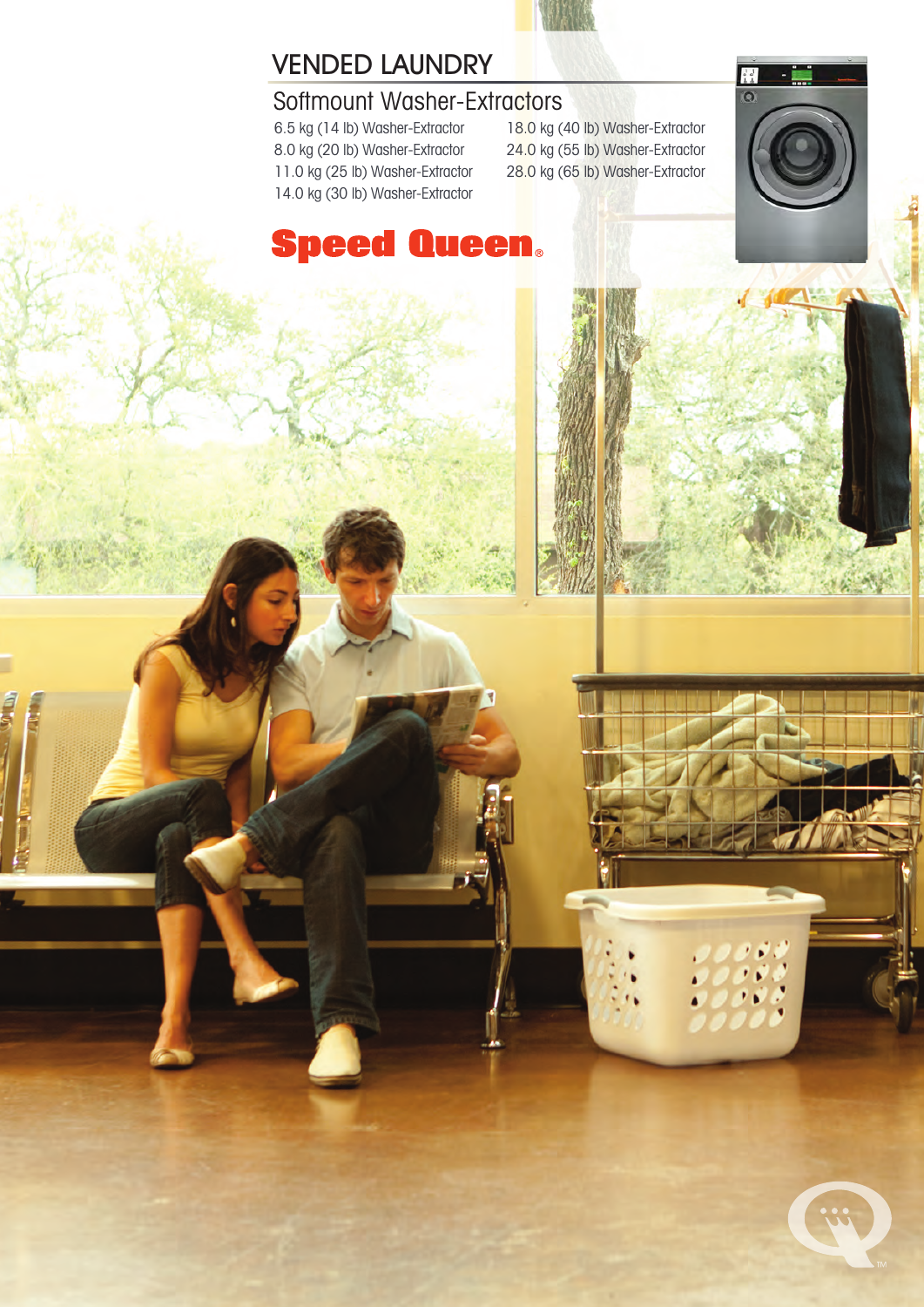# VENDED LAUNDRY

## Softmount Washer-Extractors

- 6.5 kg (14 lb) Washer-Extractor
- 8.0 kg (20 lb) Washer-Extractor
- 11.0 kg (25 lb) Washer-Extractor
- 14.0 kg (30 lb) Washer-Extractor
- 18.0 kg (40 lb) Washer-Extractor
- 24.0 kg (55 lb) Washer-Extractor
- 28.0 kg (65 lb) Washer-Extractor

**Speed Queen®**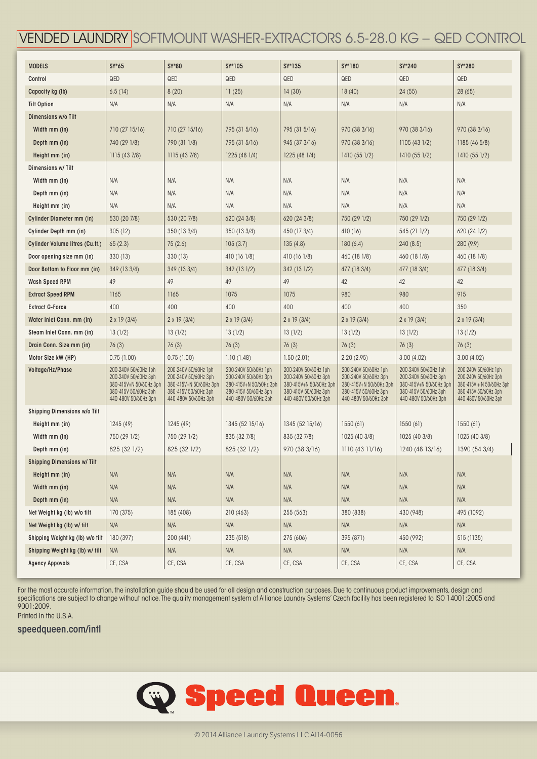# VENDED LAUNDRY SOFTMOUNT WASHER-EXTRACTORS 6.5-28.0 KG – QED CONTROL

| MODELS | SY*65 | SY*80 | SY*105 | SY*135 | SY*180 | SY*240 | SY*280 |
|---|---|---|---|---|---|---|---|
| Control | QED | QED | QED | QED | QED | QED | QED |
| Capacity kg (lb) | 6.5 (14) | 8 (20) | 11 (25) | 14 (30) | 18 (40) | 24 (55) | 28 (65) |
| Tilt Option | N/A | N/A | N/A | N/A | N/A | N/A | N/A |
| Dimensions w/o Tilt | | | | | | | |
| Width mm (in) | 710 (27 15/16) | 710 (27 15/16) | 795 (31 5/16) | 795 (31 5/16) | 970 (38 3/16) | 970 (38 3/16) | 970 (38 3/16) |
| Depth mm (in) | 740 (29 1/8) | 790 (31 1/8) | 795 (31 5/16) | 945 (37 3/16) | 970 (38 3/16) | 1105 (43 1/2) | 1185 (46 5/8) |
| Height mm (in) | 1115 (43 7/8) | 1115 (43 7/8) | 1225 (48 1/4) | 1225 (48 1/4) | 1410 (55 1/2) | 1410 (55 1/2) | 1410 (55 1/2) |
| Dimensions w/ Tilt | | | | | | | |
| Width mm (in) | N/A | N/A | N/A | N/A | N/A | N/A | N/A |
| Depth mm (in) | N/A | N/A | N/A | N/A | N/A | N/A | N/A |
| Height mm (in) | N/A | N/A | N/A | N/A | N/A | N/A | N/A |
| Cylinder Diameter mm (in) | 530 (20 7/8) | 530 (20 7/8) | 620 (24 3/8) | 620 (24 3/8) | 750 (29 1/2) | 750 (29 1/2) | 750 (29 1/2) |
| Cylinder Depth mm (in) | 305 (12) | 350 (13 3/4) | 350 (13 3/4) | 450 (17 3/4) | 410 (16) | 545 (21 1/2) | 620 (24 1/2) |
| Cylinder Volume litres (Cu.ft.) | 65 (2.3) | 75 (2.6) | 105 (3.7) | 135 (4.8) | 180 (6.4) | 240 (8.5) | 280 (9.9) |
| Door opening size mm (in) | 330 (13) | 330 (13) | 410 (16 1/8) | 410 (16 1/8) | 460 (18 1/8) | 460 (18 1/8) | 460 (18 1/8) |
| Door Bottom to Floor mm (in) | 349 (13 3/4) | 349 (13 3/4) | 342 (13 1/2) | 342 (13 1/2) | 477 (18 3/4) | 477 (18 3/4) | 477 (18 3/4) |
| Wash Speed RPM | 49 | 49 | 49 | 49 | 42 | 42 | 42 |
| Extract Speed RPM | 1165 | 1165 | 1075 | 1075 | 980 | 980 | 915 |
| Extract G-Force | 400 | 400 | 400 | 400 | 400 | 400 | 350 |
| Water Inlet Conn. mm (in) | 2 x 19 (3/4) | 2 x 19 (3/4) | 2 x 19 (3/4) | 2 x 19 (3/4) | 2 x 19 (3/4) | 2 x 19 (3/4) | 2 x 19 (3/4) |
| Steam Inlet Conn. mm (in) | 13 (1/2) | 13 (1/2) | 13 (1/2) | 13 (1/2) | 13 (1/2) | 13 (1/2) | 13 (1/2) |
| Drain Conn. Size mm (in) | 76 (3) | 76 (3) | 76 (3) | 76 (3) | 76 (3) | 76 (3) | 76 (3) |
| Motor Size kW (HP) | 0.75 (1.00) | 0.75 (1.00) | 1.10 (1.48) | 1.50 (2.01) | 2.20 (2.95) | 3.00 (4.02) | 3.00 (4.02) |
| Voltage/Hz/Phase | 200-240V 50/60Hz 1ph<br>200-240V 50/60Hz 3ph<br>380-415V+N 50/60Hz 3ph<br>380-415V 50/60Hz 3ph<br>440-480V 50/60Hz 3ph | 200-240V 50/60Hz 1ph<br>200-240V 50/60Hz 3ph<br>380-415V+N 50/60Hz 3ph<br>380-415V 50/60Hz 3ph<br>440-480V 50/60Hz 3ph | 200-240V 50/60Hz 1ph<br>200-240V 50/60Hz 3ph<br>380-415V+N 50/60Hz 3ph<br>380-415V 50/60Hz 3ph<br>440-480V 50/60Hz 3ph | 200-240V 50/60Hz 1ph<br>200-240V 50/60Hz 3ph<br>380-415V+N 50/60Hz 3ph<br>380-415V 50/60Hz 3ph<br>440-480V 50/60Hz 3ph | 200-240V 50/60Hz 1ph<br>200-240V 50/60Hz 3ph<br>380-415V+N 50/60Hz 3ph<br>380-415V 50/60Hz 3ph<br>440-480V 50/60Hz 3ph | 200-240V 50/60Hz 1ph<br>200-240V 50/60Hz 3ph<br>380-415V+N 50/60Hz 3ph<br>380-415V 50/60Hz 3ph<br>440-480V 50/60Hz 3ph | 200-240V 50/60Hz 1ph<br>200-240V 50/60Hz 3ph<br>380-415V + N 50/60Hz 3ph<br>380-415V 50/60Hz 3ph<br>440-480V 50/60Hz 3ph |
| Shipping Dimensions w/o Tilt | | | | | | | |
| Height mm (in) | 1245 (49) | 1245 (49) | 1345 (52 15/16) | 1345 (52 15/16) | 1550 (61) | 1550 (61) | 1550 (61) |
| Width mm (in) | 750 (29 1/2) | 750 (29 1/2) | 835 (32 7/8) | 835 (32 7/8) | 1025 (40 3/8) | 1025 (40 3/8) | 1025 (40 3/8) |
| Depth mm (in) | 825 (32 1/2) | 825 (32 1/2) | 825 (32 1/2) | 970 (38 3/16) | 1110 (43 11/16) | 1240 (48 13/16) | 1390 (54 3/4) |
| Shipping Dimensions w/ Tilt | | | | | | | |
| Height mm (in) | N/A | N/A | N/A | N/A | N/A | N/A | N/A |
| Width mm (in) | N/A | N/A | N/A | N/A | N/A | N/A | N/A |
| Depth mm (in) | N/A | N/A | N/A | N/A | N/A | N/A | N/A |
| Net Weight kg (lb) w/o tilt | 170 (375) | 185 (408) | 210 (463) | 255 (563) | 380 (838) | 430 (948) | 495 (1092) |
| Net Weight kg (lb) w/ tilt | N/A | N/A | N/A | N/A | N/A | N/A | N/A |
| Shipping Weight kg (lb) w/o tilt | 180 (397) | 200 (441) | 235 (518) | 275 (606) | 395 (871) | 450 (992) | 515 (1135) |
| Shipping Weight kg (lb) w/ tilt | N/A | N/A | N/A | N/A | N/A | N/A | N/A |
| Agency Appovals | CE, CSA | CE, CSA | CE, CSA | CE, CSA | CE, CSA | CE, CSA | CE, CSA |

For the most accurate information, the installation guide should be used for all design and construction purposes. Due to continuous product improvements, design and specifications are subject to change without notice. The quality management system of Alliance Laundry Systems' Czech facility has been registered to ISO 14001:2005 and 9001:2009.

Printed in the U.S.A.

**speedqueen.com/intl**

Speed Queen

© 2014 Alliance Laundry Systems LLC AI14-0056